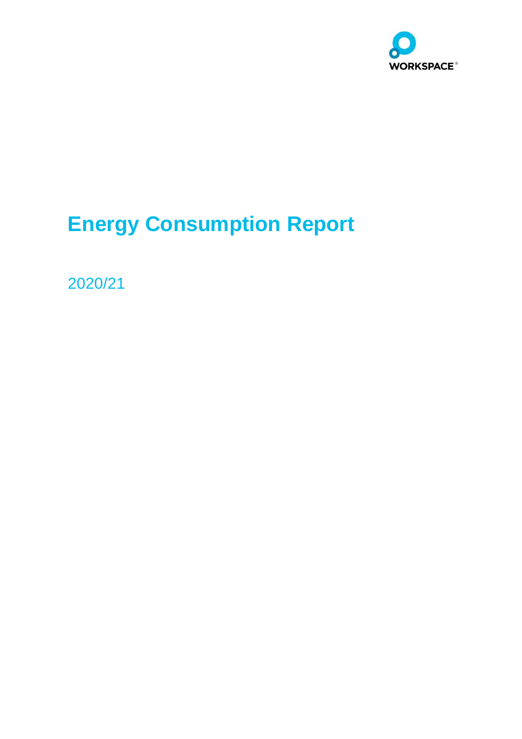WORKSPACE®

# Energy Consumption Report

2020/21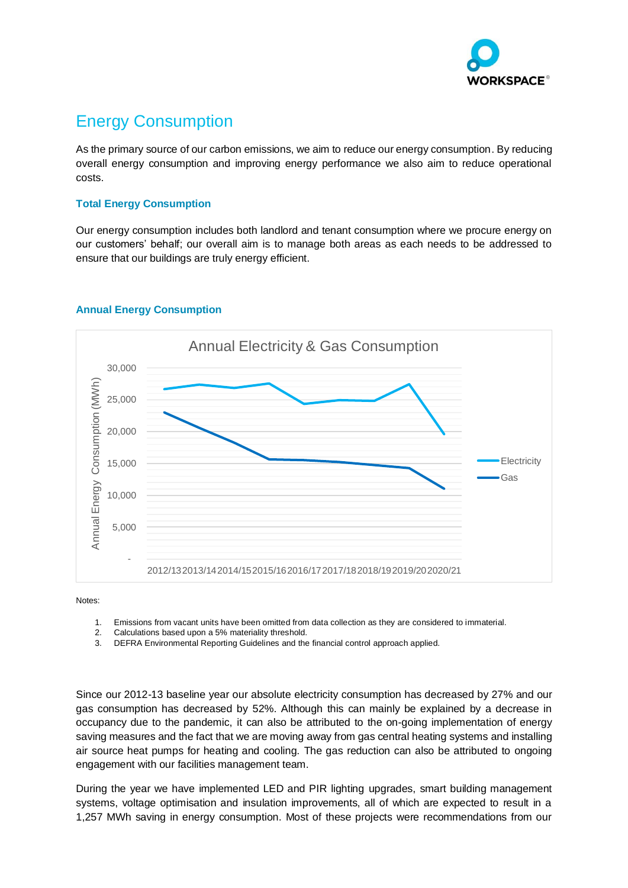# Energy Consumption

As the primary source of our carbon emissions, we aim to reduce our energy consumption. By reducing overall energy consumption and improving energy performance we also aim to reduce operational costs.

### Total Energy Consumption

Our energy consumption includes both landlord and tenant consumption where we procure energy on our customers' behalf; our overall aim is to manage both areas as each needs to be addressed to ensure that our buildings are truly energy efficient.

### Annual Energy Consumption

Notes:

1. Emissions from vacant units have been omitted from data collection as they are considered to immaterial.
2. Calculations based upon a 5% materiality threshold.
3. DEFRA Environmental Reporting Guidelines and the financial control approach applied.

Since our 2012-13 baseline year our absolute electricity consumption has decreased by 27% and our gas consumption has decreased by 52%. Although this can mainly be explained by a decrease in occupancy due to the pandemic, it can also be attributed to the on-going implementation of energy saving measures and the fact that we are moving away from gas central heating systems and installing air source heat pumps for heating and cooling. The gas reduction can also be attributed to ongoing engagement with our facilities management team.

During the year we have implemented LED and PIR lighting upgrades, smart building management systems, voltage optimisation and insulation improvements, all of which are expected to result in a 1,257 MWh saving in energy consumption. Most of these projects were recommendations from our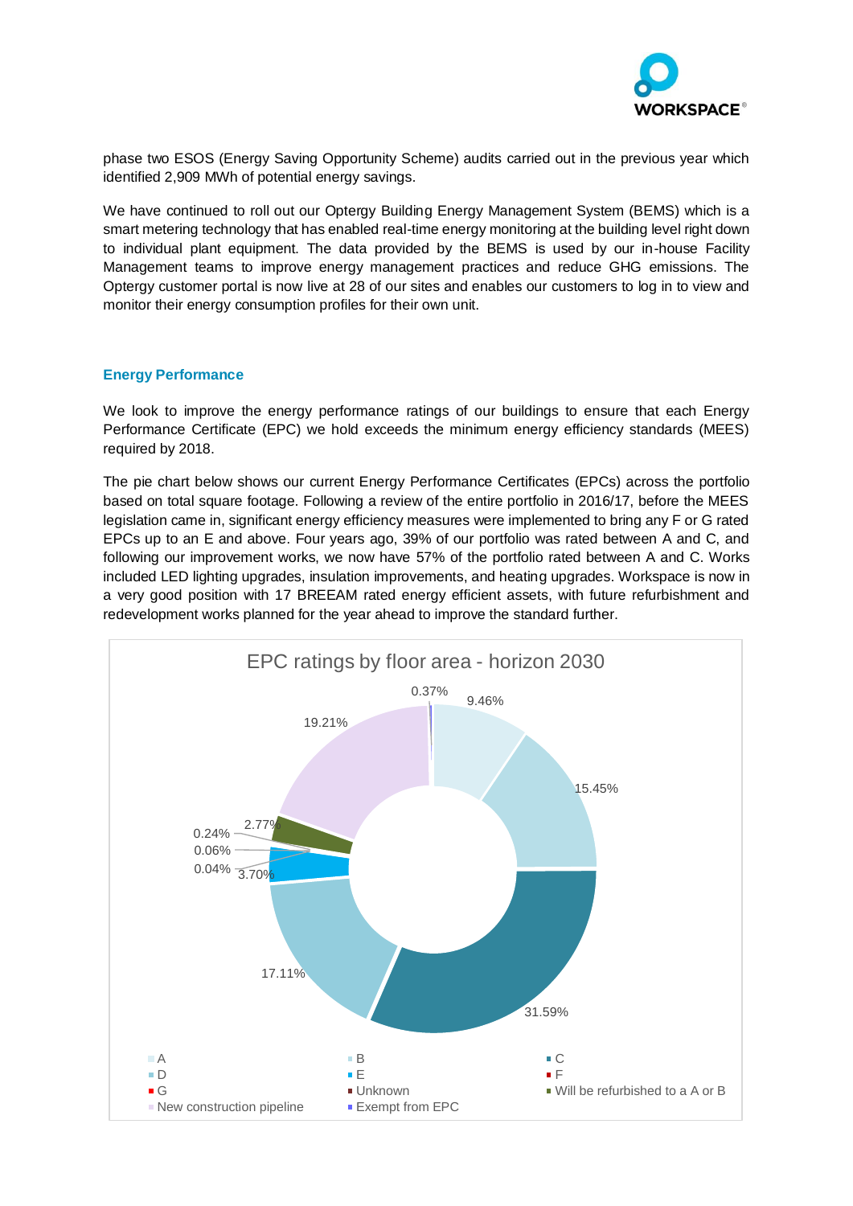phase two ESOS (Energy Saving Opportunity Scheme) audits carried out in the previous year which identified 2,909 MWh of potential energy savings.

We have continued to roll out our Optergy Building Energy Management System (BEMS) which is a smart metering technology that has enabled real-time energy monitoring at the building level right down to individual plant equipment. The data provided by the BEMS is used by our in-house Facility Management teams to improve energy management practices and reduce GHG emissions. The Optergy customer portal is now live at 28 of our sites and enables our customers to log in to view and monitor their energy consumption profiles for their own unit.

### Energy Performance

We look to improve the energy performance ratings of our buildings to ensure that each Energy Performance Certificate (EPC) we hold exceeds the minimum energy efficiency standards (MEES) required by 2018.

The pie chart below shows our current Energy Performance Certificates (EPCs) across the portfolio based on total square footage. Following a review of the entire portfolio in 2016/17, before the MEES legislation came in, significant energy efficiency measures were implemented to bring any F or G rated EPCs up to an E and above. Four years ago, 39% of our portfolio was rated between A and C, and following our improvement works, we now have 57% of the portfolio rated between A and C. Works included LED lighting upgrades, insulation improvements, and heating upgrades. Workspace is now in a very good position with 17 BREEAM rated energy efficient assets, with future refurbishment and redevelopment works planned for the year ahead to improve the standard further.

**EPC ratings by floor area - horizon 2030**

| Rating | Share of floor area |
|---|---|
| A | 9.46% |
| B | 15.45% |
| C | 31.59% |
| D | 17.11% |
| E | 3.70% |
| F | 0.04% |
| G | 0.06% |
| Unknown | 0.24% |
| Will be refurbished to a A or B | 2.77% |
| New construction pipeline | 19.21% |
| Exempt from EPC | 0.37% |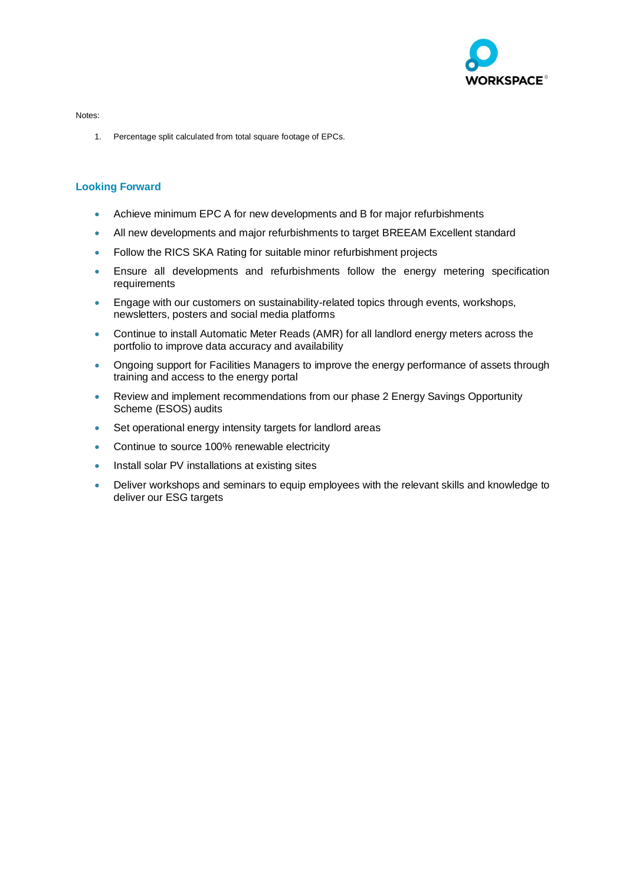Notes:

1. Percentage split calculated from total square footage of EPCs.

## Looking Forward

- Achieve minimum EPC A for new developments and B for major refurbishments
- All new developments and major refurbishments to target BREEAM Excellent standard
- Follow the RICS SKA Rating for suitable minor refurbishment projects
- Ensure all developments and refurbishments follow the energy metering specification requirements
- Engage with our customers on sustainability-related topics through events, workshops, newsletters, posters and social media platforms
- Continue to install Automatic Meter Reads (AMR) for all landlord energy meters across the portfolio to improve data accuracy and availability
- Ongoing support for Facilities Managers to improve the energy performance of assets through training and access to the energy portal
- Review and implement recommendations from our phase 2 Energy Savings Opportunity Scheme (ESOS) audits
- Set operational energy intensity targets for landlord areas
- Continue to source 100% renewable electricity
- Install solar PV installations at existing sites
- Deliver workshops and seminars to equip employees with the relevant skills and knowledge to deliver our ESG targets